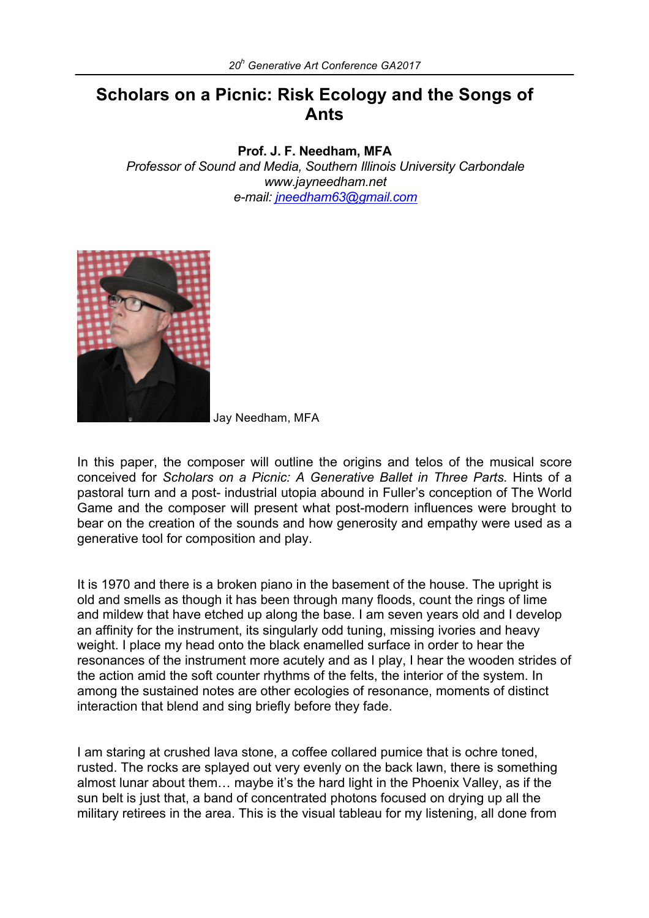# Scholars on a Picnic: Risk Ecology and the Songs of Ants

**Prof. J. F. Needham, MFA**

*Professor of Sound and Media, Southern Illinois University Carbondale*
*www.jayneedham.net*
*e-mail: jneedham63@gmail.com*

Jay Needham, MFA

In this paper, the composer will outline the origins and telos of the musical score conceived for *Scholars on a Picnic: A Generative Ballet in Three Parts.* Hints of a pastoral turn and a post- industrial utopia abound in Fuller's conception of The World Game and the composer will present what post-modern influences were brought to bear on the creation of the sounds and how generosity and empathy were used as a generative tool for composition and play.

It is 1970 and there is a broken piano in the basement of the house. The upright is old and smells as though it has been through many floods, count the rings of lime and mildew that have etched up along the base. I am seven years old and I develop an affinity for the instrument, its singularly odd tuning, missing ivories and heavy weight. I place my head onto the black enamelled surface in order to hear the resonances of the instrument more acutely and as I play, I hear the wooden strides of the action amid the soft counter rhythms of the felts, the interior of the system. In among the sustained notes are other ecologies of resonance, moments of distinct interaction that blend and sing briefly before they fade.

I am staring at crushed lava stone, a coffee collared pumice that is ochre toned, rusted. The rocks are splayed out very evenly on the back lawn, there is something almost lunar about them… maybe it's the hard light in the Phoenix Valley, as if the sun belt is just that, a band of concentrated photons focused on drying up all the military retirees in the area. This is the visual tableau for my listening, all done from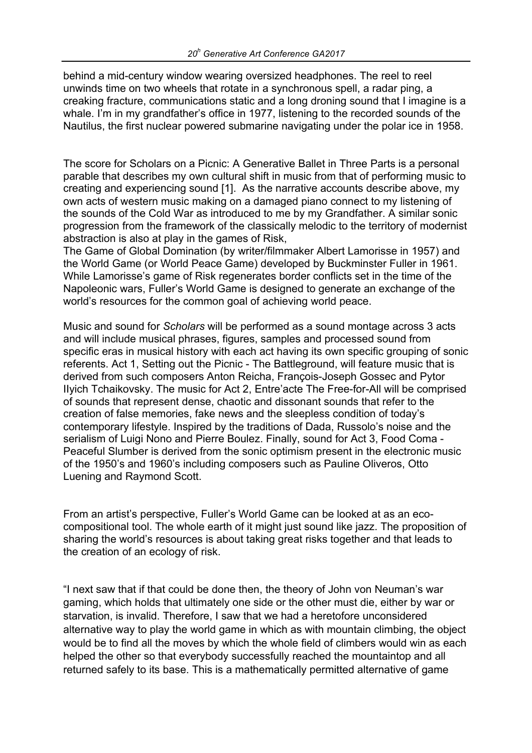behind a mid-century window wearing oversized headphones. The reel to reel unwinds time on two wheels that rotate in a synchronous spell, a radar ping, a creaking fracture, communications static and a long droning sound that I imagine is a whale. I'm in my grandfather's office in 1977, listening to the recorded sounds of the Nautilus, the first nuclear powered submarine navigating under the polar ice in 1958.

The score for Scholars on a Picnic: A Generative Ballet in Three Parts is a personal parable that describes my own cultural shift in music from that of performing music to creating and experiencing sound [1]. As the narrative accounts describe above, my own acts of western music making on a damaged piano connect to my listening of the sounds of the Cold War as introduced to me by my Grandfather. A similar sonic progression from the framework of the classically melodic to the territory of modernist abstraction is also at play in the games of Risk,
The Game of Global Domination (by writer/filmmaker Albert Lamorisse in 1957) and the World Game (or World Peace Game) developed by Buckminster Fuller in 1961. While Lamorisse's game of Risk regenerates border conflicts set in the time of the Napoleonic wars, Fuller's World Game is designed to generate an exchange of the world's resources for the common goal of achieving world peace.

Music and sound for *Scholars* will be performed as a sound montage across 3 acts and will include musical phrases, figures, samples and processed sound from specific eras in musical history with each act having its own specific grouping of sonic referents. Act 1, Setting out the Picnic - The Battleground, will feature music that is derived from such composers Anton Reicha, François-Joseph Gossec and Pytor Ilyich Tchaikovsky. The music for Act 2, Entre'acte The Free-for-All will be comprised of sounds that represent dense, chaotic and dissonant sounds that refer to the creation of false memories, fake news and the sleepless condition of today's contemporary lifestyle. Inspired by the traditions of Dada, Russolo's noise and the serialism of Luigi Nono and Pierre Boulez. Finally, sound for Act 3, Food Coma - Peaceful Slumber is derived from the sonic optimism present in the electronic music of the 1950's and 1960's including composers such as Pauline Oliveros, Otto Luening and Raymond Scott.

From an artist's perspective, Fuller's World Game can be looked at as an eco-compositional tool. The whole earth of it might just sound like jazz. The proposition of sharing the world's resources is about taking great risks together and that leads to the creation of an ecology of risk.

"I next saw that if that could be done then, the theory of John von Neuman's war gaming, which holds that ultimately one side or the other must die, either by war or starvation, is invalid. Therefore, I saw that we had a heretofore unconsidered alternative way to play the world game in which as with mountain climbing, the object would be to find all the moves by which the whole field of climbers would win as each helped the other so that everybody successfully reached the mountaintop and all returned safely to its base. This is a mathematically permitted alternative of game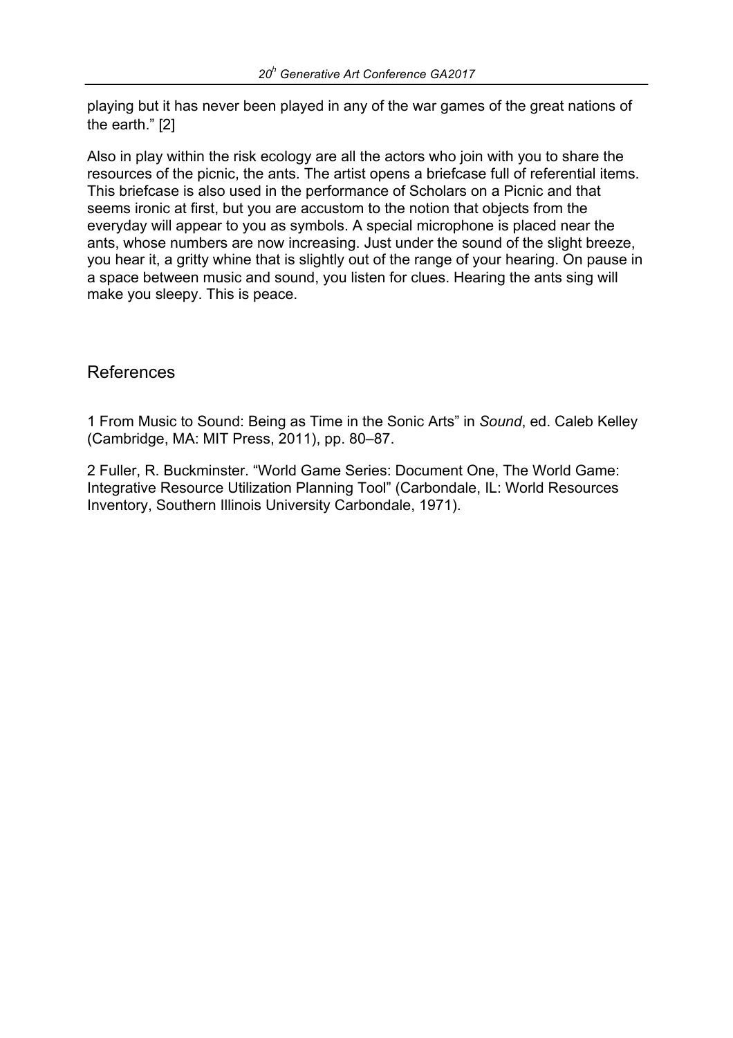playing but it has never been played in any of the war games of the great nations of the earth." [2]

Also in play within the risk ecology are all the actors who join with you to share the resources of the picnic, the ants. The artist opens a briefcase full of referential items. This briefcase is also used in the performance of Scholars on a Picnic and that seems ironic at first, but you are accustom to the notion that objects from the everyday will appear to you as symbols. A special microphone is placed near the ants, whose numbers are now increasing. Just under the sound of the slight breeze, you hear it, a gritty whine that is slightly out of the range of your hearing. On pause in a space between music and sound, you listen for clues. Hearing the ants sing will make you sleepy. This is peace.

## References

1 From Music to Sound: Being as Time in the Sonic Arts" in *Sound*, ed. Caleb Kelley (Cambridge, MA: MIT Press, 2011), pp. 80–87.

2 Fuller, R. Buckminster. "World Game Series: Document One, The World Game: Integrative Resource Utilization Planning Tool" (Carbondale, IL: World Resources Inventory, Southern Illinois University Carbondale, 1971).